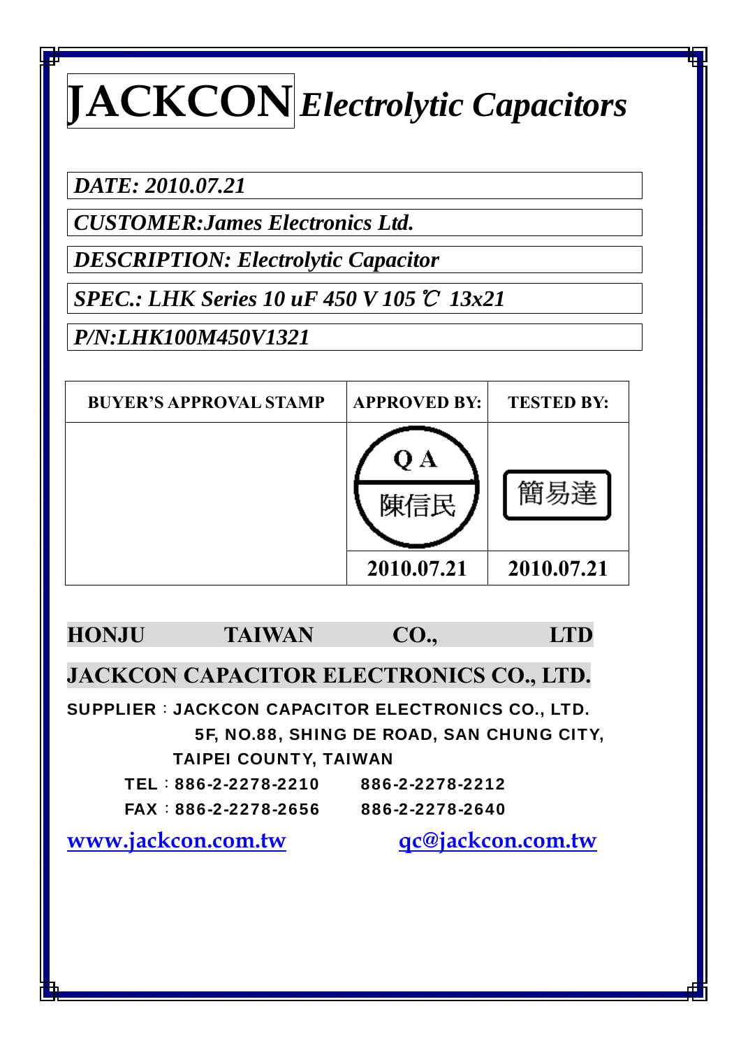# **JACKCON** *Electrolytic Capacitors*

***DATE: 2010.07.21***

***CUSTOMER:James Electronics Ltd.***

***DESCRIPTION: Electrolytic Capacitor***

***SPEC.: LHK Series 10 uF 450 V 105 ℃ 13x21***

***P/N:LHK100M450V1321***

| BUYER'S APPROVAL STAMP | APPROVED BY: | TESTED BY: |
|---|---|---|
| | Q A 陳信民 | 簡易達 |
| | 2010.07.21 | 2010.07.21 |

**HONJU TAIWAN CO., LTD**

**JACKCON CAPACITOR ELECTRONICS CO., LTD.**

**SUPPLIER：JACKCON CAPACITOR ELECTRONICS CO., LTD.**
**5F, NO.88, SHING DE ROAD, SAN CHUNG CITY,**
**TAIPEI COUNTY, TAIWAN**

**TEL：886-2-2278-2210 886-2-2278-2212**

**FAX：886-2-2278-2656 886-2-2278-2640**

**www.jackcon.com.tw** **qc@jackcon.com.tw**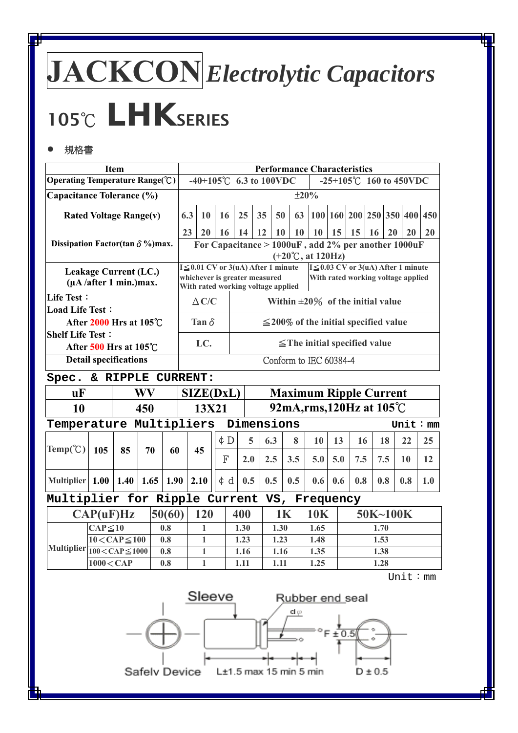# JACKCON *Electrolytic Capacitors*

## 105℃ LHK SERIES

- 規格書

| Item | Performance Characteristics | | | | | | | | | | | | | |
|---|---|---|---|---|---|---|---|---|---|---|---|---|---|---|
| Operating Temperature Range(℃) | -40+105℃ 6.3 to 100VDC | | | | | | | | -25+105℃ 160 to 450VDC | | | | | |
| Capacitance Tolerance (%) | ±20% | | | | | | | | | | | | | |
| Rated Voltage Range(v) | 6.3 | 10 | 16 | 25 | 35 | 50 | 63 | 100 | 160 | 200 | 250 | 350 | 400 | 450 |
| Dissipation Factor(tan δ %)max. | 23 | 20 | 16 | 14 | 12 | 10 | 10 | 10 | 15 | 15 | 16 | 20 | 20 | 20 |
| | For Capacitance > 1000uF , add 2% per another 1000uF (+20℃, at 120Hz) | | | | | | | | | | | | | |
| Leakage Current (LC.) (μA /after 1 min.)max. | I≦0.01 CV or 3(uA) After 1 minute whichever is greater measured With rated working voltage applied | | | | | | | I≦0.03 CV or 3(uA) After 1 minute With rated working voltage applied | | | | | | |

| Item | | |
|---|---|---|
| Life Test：<br>Load Life Test：<br>After 2000 Hrs at 105℃<br>Shelf Life Test：<br>After 500 Hrs at 105℃ | △C/C | Within ±20% of the initial value |
| | Tan δ | ≦200% of the initial specified value |
| | LC. | ≦The initial specified value |
| Detail specifications | Conform to IEC 60384-4 | |

## Spec. & RIPPLE CURRENT:

| uF | WV | SIZE(DxL) | Maximum Ripple Current |
|---|---|---|---|
| 10 | 450 | 13X21 | 92mA,rms,120Hz at 105℃ |

## Temperature Multipliers

| Temp(℃) | 105 | 85 | 70 | 60 | 45 |
|---|---|---|---|---|---|
| Multiplier | 1.00 | 1.40 | 1.65 | 1.90 | 2.10 |

## Dimensions

Unit：mm

| ¢D | 5 | 6.3 | 8 | 10 | 13 | 16 | 18 | 22 | 25 |
|---|---|---|---|---|---|---|---|---|---|
| F | 2.0 | 2.5 | 3.5 | 5.0 | 5.0 | 7.5 | 7.5 | 10 | 12 |
| ¢d | 0.5 | 0.5 | 0.5 | 0.6 | 0.6 | 0.8 | 0.8 | 0.8 | 1.0 |

## Multiplier for Ripple Current VS, Frequency

| CAP(uF)Hz | | 50(60) | 120 | 400 | 1K | 10K | 50K~100K |
|---|---|---|---|---|---|---|---|
| Multiplier | CAP≦10 | 0.8 | 1 | 1.30 | 1.30 | 1.65 | 1.70 |
| | 10<CAP≦100 | 0.8 | 1 | 1.23 | 1.23 | 1.48 | 1.53 |
| | 100<CAP≦1000 | 0.8 | 1 | 1.16 | 1.16 | 1.35 | 1.38 |
| | 1000<CAP | 0.8 | 1 | 1.11 | 1.11 | 1.25 | 1.28 |

Unit：mm

Sleeve, Rubber end seal, dφ, F±0.5, Safely Device, L±1.5 max 15 min 5 min, D±0.5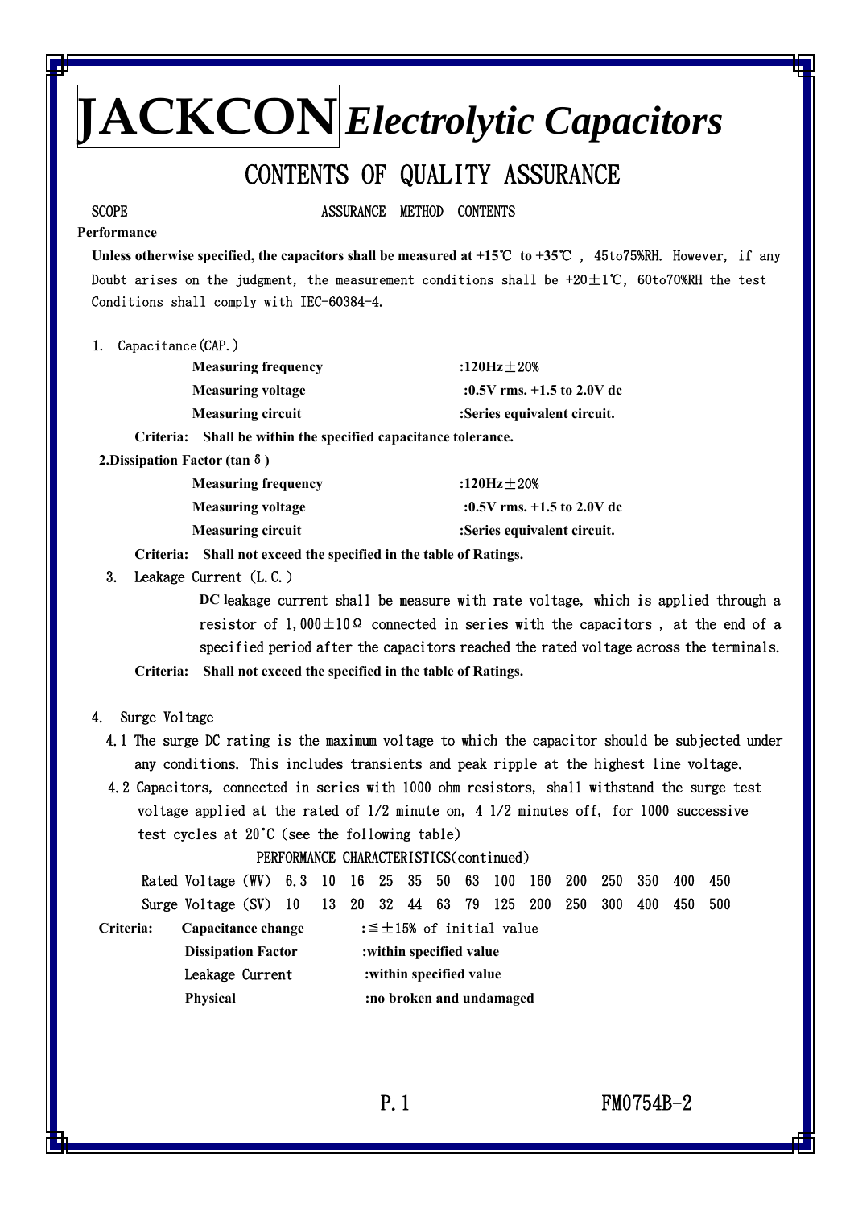# JACKCON *Electrolytic Capacitors*

## CONTENTS OF QUALITY ASSURANCE

SCOPE ASSURANCE METHOD CONTENTS

**Performance**

**Unless otherwise specified, the capacitors shall be measured at +15℃ to +35℃ ,** 45to75%RH. However, if any Doubt arises on the judgment, the measurement conditions shall be +20±1℃, 60to70%RH the test Conditions shall comply with IEC-60384-4.

1. Capacitance(CAP.)

| | |
|---|---|
| **Measuring frequency** | **:120Hz±20%** |
| **Measuring voltage** | **:0.5V rms. +1.5 to 2.0V dc** |
| **Measuring circuit** | **:Series equivalent circuit.** |

**Criteria: Shall be within the specified capacitance tolerance.**

**2.Dissipation Factor (tan δ)**

| | |
|---|---|
| **Measuring frequency** | **:120Hz±20%** |
| **Measuring voltage** | **:0.5V rms. +1.5 to 2.0V dc** |
| **Measuring circuit** | **:Series equivalent circuit.** |

**Criteria: Shall not exceed the specified in the table of Ratings.**

3. Leakage Current (L.C.)

**DC l**eakage current shall be measure with rate voltage, which is applied through a resistor of 1,000±10Ω connected in series with the capacitors , at the end of a specified period after the capacitors reached the rated voltage across the terminals.

**Criteria: Shall not exceed the specified in the table of Ratings.**

4. Surge Voltage

4.1 The surge DC rating is the maximum voltage to which the capacitor should be subjected under any conditions. This includes transients and peak ripple at the highest line voltage.

4.2 Capacitors, connected in series with 1000 ohm resistors, shall withstand the surge test voltage applied at the rated of 1/2 minute on, 4 1/2 minutes off, for 1000 successive test cycles at 20˚C (see the following table)

PERFORMANCE CHARACTERISTICS(continued)

| Rated Voltage (WV) | 6.3 | 10 | 16 | 25 | 35 | 50 | 63 | 100 | 160 | 200 | 250 | 350 | 400 | 450 |
|---|---|---|---|---|---|---|---|---|---|---|---|---|---|---|
| Surge Voltage (SV) | 10 | 13 | 20 | 32 | 44 | 63 | 79 | 125 | 200 | 250 | 300 | 400 | 450 | 500 |

**Criteria:**

| | |
|---|---|
| **Capacitance change** | :≦±15% of initial value |
| **Dissipation Factor** | **:within specified value** |
| Leakage Current | **:within specified value** |
| **Physical** | **:no broken and undamaged** |

FM0754B-2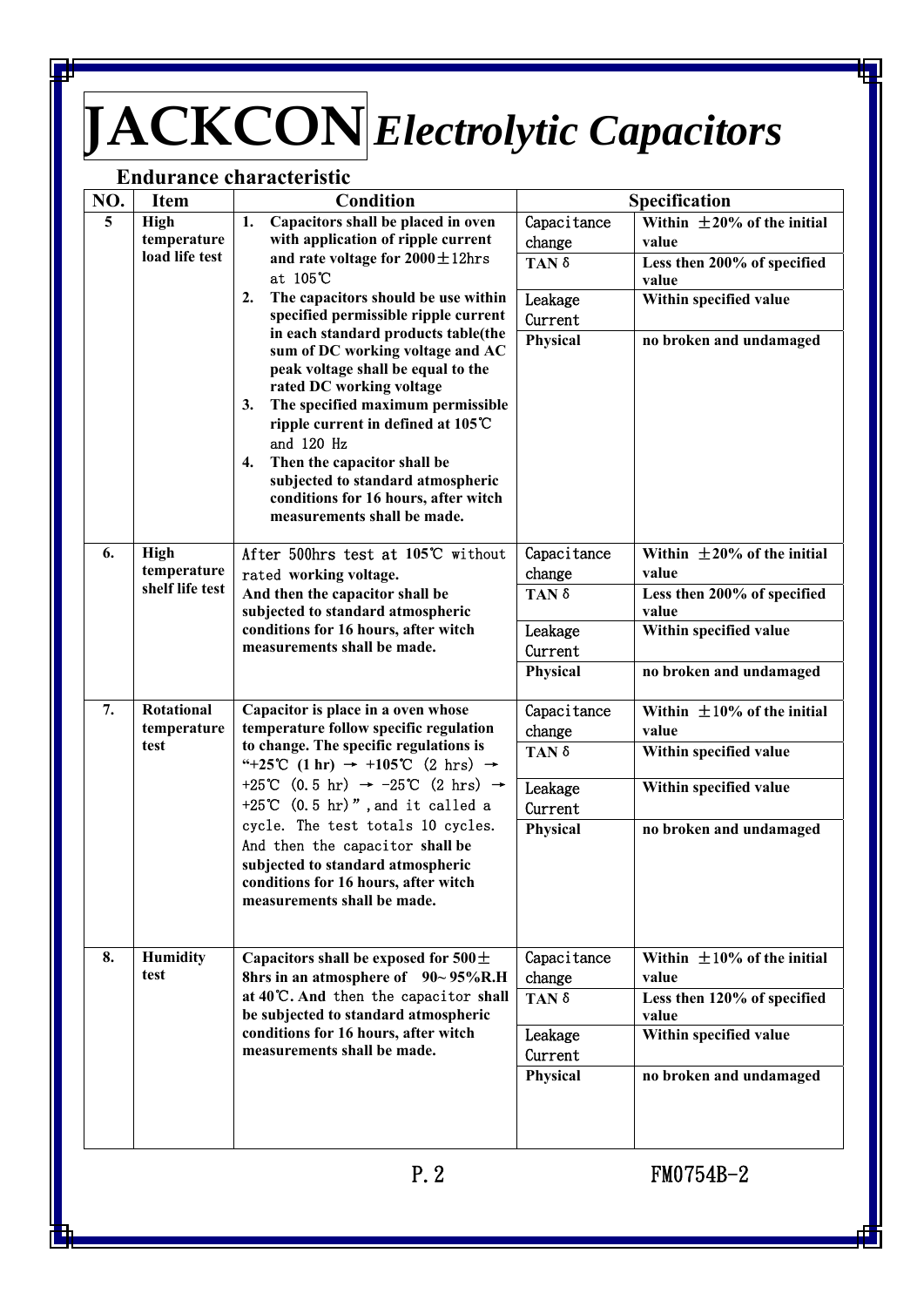# JACKCON *Electrolytic Capacitors*

## Endurance characteristic

| NO. | Item | Condition | Specification | |
|---|---|---|---|---|
| 5 | High temperature load life test | 1. Capacitors shall be placed in oven with application of ripple current and rate voltage for 2000±12hrs at 105℃<br>2. The capacitors should be use within specified permissible ripple current in each standard products table(the sum of DC working voltage and AC peak voltage shall be equal to the rated DC working voltage<br>3. The specified maximum permissible ripple current in defined at 105℃ and 120 Hz<br>4. Then the capacitor shall be subjected to standard atmospheric conditions for 16 hours, after witch measurements shall be made. | Capacitance change | Within ±20% of the initial value |
| | | | TAN δ | Less then 200% of specified value |
| | | | Leakage Current | Within specified value |
| | | | Physical | no broken and undamaged |
| 6. | High temperature shelf life test | After 500hrs test at 105℃ without rated working voltage.<br>And then the capacitor shall be subjected to standard atmospheric conditions for 16 hours, after witch measurements shall be made. | Capacitance change | Within ±20% of the initial value |
| | | | TAN δ | Less then 200% of specified value |
| | | | Leakage Current | Within specified value |
| | | | Physical | no broken and undamaged |
| 7. | Rotational temperature test | Capacitor is place in a oven whose temperature follow specific regulation to change. The specific regulations is "+25℃ (1 hr) → +105℃ (2 hrs) → +25℃ (0.5 hr) → -25℃ (2 hrs) → +25℃ (0.5 hr)", and it called a cycle. The test totals 10 cycles. And then the capacitor shall be subjected to standard atmospheric conditions for 16 hours, after witch measurements shall be made. | Capacitance change | Within ±10% of the initial value |
| | | | TAN δ | Within specified value |
| | | | Leakage Current | Within specified value |
| | | | Physical | no broken and undamaged |
| 8. | Humidity test | Capacitors shall be exposed for 500± 8hrs in an atmosphere of 90~95%R.H at 40℃. And then the capacitor shall be subjected to standard atmospheric conditions for 16 hours, after witch measurements shall be made. | Capacitance change | Within ±10% of the initial value |
| | | | TAN δ | Less then 120% of specified value |
| | | | Leakage Current | Within specified value |
| | | | Physical | no broken and undamaged |

FM0754B-2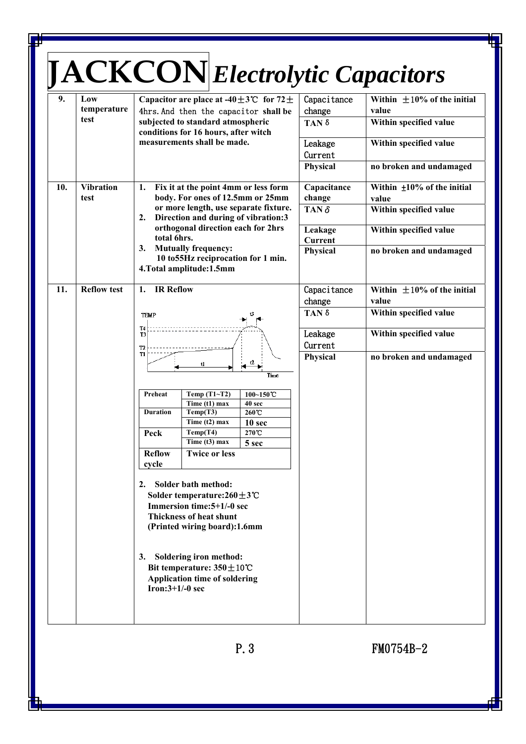# JACKCON *Electrolytic Capacitors*

| No. | Item | Test condition | Item | Requirement |
| --- | --- | --- | --- | --- |
| 9. | Low temperature test | Capacitor are place at -40±3℃ for 72±4hrs. And then the capacitor shall be subjected to standard atmospheric conditions for 16 hours, after witch measurements shall be made. | Capacitance change | Within ±10% of the initial value |
| | | | TAN δ | Within specified value |
| | | | Leakage Current | Within specified value |
| | | | Physical | no broken and undamaged |
| 10. | Vibration test | 1. Fix it at the point 4mm or less form body. For ones of 12.5mm or 25mm or more length, use separate fixture.<br>2. Direction and during of vibration:3 orthogonal direction each for 2hrs total 6hrs.<br>3. Mutually frequency: 10 to55Hz reciprocation for 1 min.<br>4.Total amplitude:1.5mm | Capacitance change | Within ±10% of the initial value |
| | | | TAN δ | Within specified value |
| | | | Leakage Current | Within specified value |
| | | | Physical | no broken and undamaged |
| 11. | Reflow test | 1. IR Reflow (see profile and table below)<br>2. Solder bath method:<br>Solder temperature:260±3℃<br>Immersion time:5+1/-0 sec<br>Thickness of heat shunt (Printed wiring board):1.6mm<br>3. Soldering iron method:<br>Bit temperature: 350±10℃<br>Application time of soldering Iron:3+1/-0 sec | Capacitance change | Within ±10% of the initial value |
| | | | TAN δ | Within specified value |
| | | | Leakage Current | Within specified value |
| | | | Physical | no broken and undamaged |

IR Reflow profile: TEMP (T1, T2, T3, T4) vs Time (t1, t2, t3)

| Preheat | Temp (T1~T2) | 100~150℃ |
| --- | --- | --- |
| | Time (t1) max | 40 sec |
| Duration | Temp(T3) | 260℃ |
| | Time (t2) max | 10 sec |
| Peck | Temp(T4) | 270℃ |
| | Time (t3) max | 5 sec |
| Reflow cycle | Twice or less | |

FM0754B-2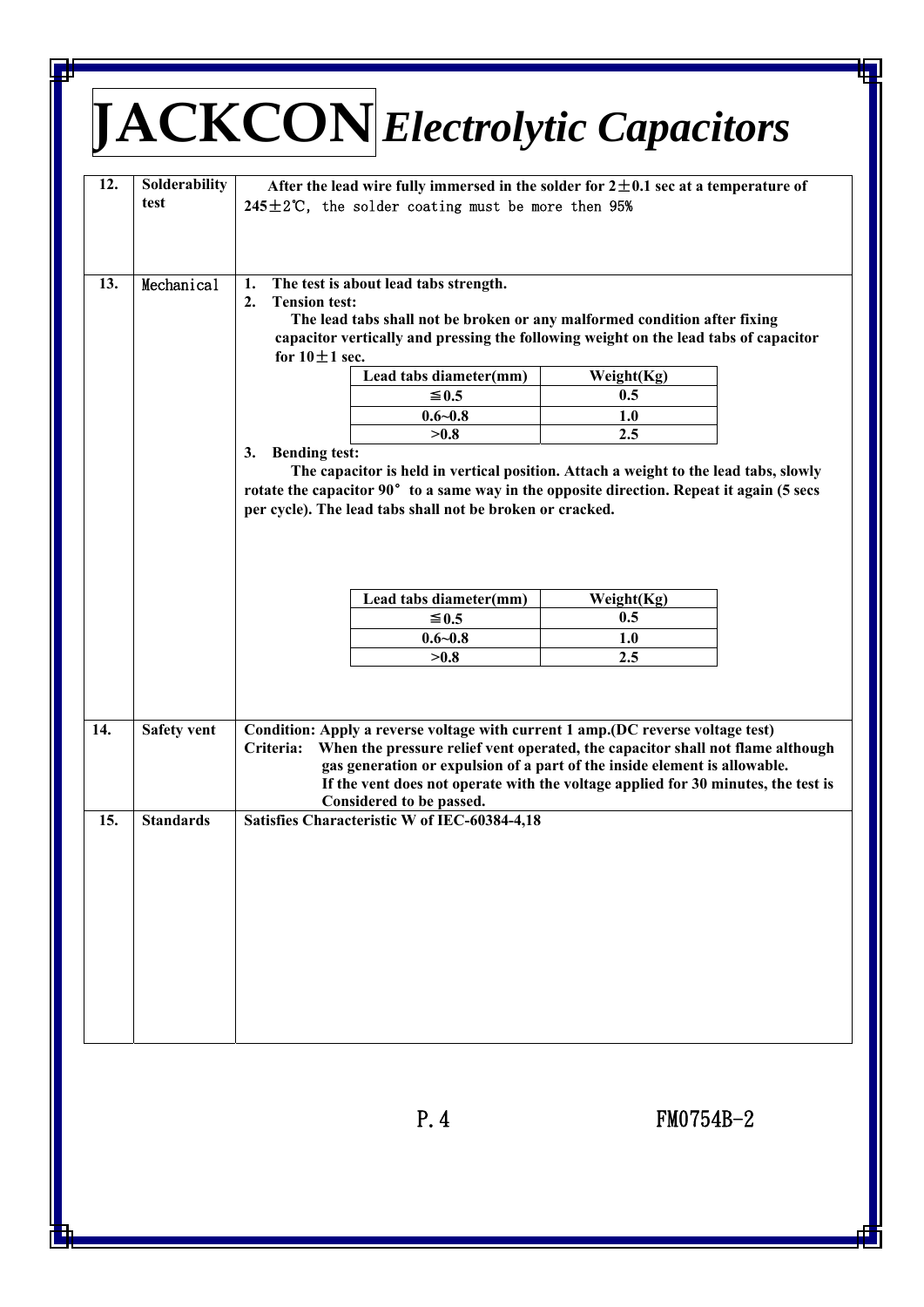# JACKCON *Electrolytic Capacitors*

| No. | Item | Description |
|---|---|---|
| 12. | Solderability test | After the lead wire fully immersed in the solder for 2±0.1 sec at a temperature of 245±2℃, the solder coating must be more then 95% |
| 13. | Mechanical | 1. The test is about lead tabs strength.<br>2. Tension test:<br>The lead tabs shall not be broken or any malformed condition after fixing capacitor vertically and pressing the following weight on the lead tabs of capacitor for 10±1 sec.<br>(see Table A)<br>3. Bending test:<br>The capacitor is held in vertical position. Attach a weight to the lead tabs, slowly rotate the capacitor 90° to a same way in the opposite direction. Repeat it again (5 secs per cycle). The lead tabs shall not be broken or cracked.<br>(see Table B) |
| 14. | Safety vent | Condition: Apply a reverse voltage with current 1 amp.(DC reverse voltage test)<br>Criteria: When the pressure relief vent operated, the capacitor shall not flame although gas generation or expulsion of a part of the inside element is allowable.<br>If the vent does not operate with the voltage applied for 30 minutes, the test is Considered to be passed. |
| 15. | Standards | Satisfies Characteristic W of IEC-60384-4,18 |

Table A (Tension test):

| Lead tabs diameter(mm) | Weight(Kg) |
|---|---|
| ≦0.5 | 0.5 |
| 0.6~0.8 | 1.0 |
| >0.8 | 2.5 |

Table B (Bending test):

| Lead tabs diameter(mm) | Weight(Kg) |
|---|---|
| ≦0.5 | 0.5 |
| 0.6~0.8 | 1.0 |
| >0.8 | 2.5 |

P.4 FM0754B-2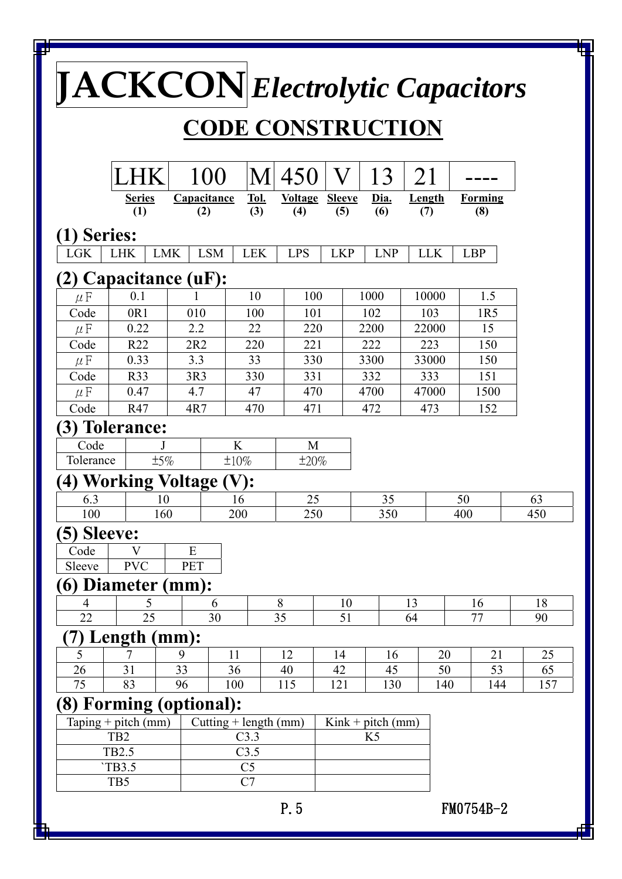# JACKCON *Electrolytic Capacitors*

## CODE CONSTRUCTION

| LHK | 100 | M | 450 | V | 13 | 21 | ---- |
|---|---|---|---|---|---|---|---|
| **Series (1)** | **Capacitance (2)** | **Tol. (3)** | **Voltage (4)** | **Sleeve (5)** | **Dia. (6)** | **Length (7)** | **Forming (8)** |

### (1) Series:

| LGK | LHK | LMK | LSM | LEK | LPS | LKP | LNP | LLK | LBP |
|---|---|---|---|---|---|---|---|---|---|

### (2) Capacitance (uF):

| μF | 0.1 | 1 | 10 | 100 | 1000 | 10000 | 1.5 |
|---|---|---|---|---|---|---|---|
| Code | 0R1 | 010 | 100 | 101 | 102 | 103 | 1R5 |
| μF | 0.22 | 2.2 | 22 | 220 | 2200 | 22000 | 15 |
| Code | R22 | 2R2 | 220 | 221 | 222 | 223 | 150 |
| μF | 0.33 | 3.3 | 33 | 330 | 3300 | 33000 | 150 |
| Code | R33 | 3R3 | 330 | 331 | 332 | 333 | 151 |
| μF | 0.47 | 4.7 | 47 | 470 | 4700 | 47000 | 1500 |
| Code | R47 | 4R7 | 470 | 471 | 472 | 473 | 152 |

### (3) Tolerance:

| Code | J | K | M |
|---|---|---|---|
| Tolerance | ±5% | ±10% | ±20% |

### (4) Working Voltage (V):

| 6.3 | 10 | 16 | 25 | 35 | 50 | 63 |
|---|---|---|---|---|---|---|
| 100 | 160 | 200 | 250 | 350 | 400 | 450 |

### (5) Sleeve:

| Code | V | E |
|---|---|---|
| Sleeve | PVC | PET |

### (6) Diameter (mm):

| 4 | 5 | 6 | 8 | 10 | 13 | 16 | 18 |
|---|---|---|---|---|---|---|---|
| 22 | 25 | 30 | 35 | 51 | 64 | 77 | 90 |

### (7) Length (mm):

| 5 | 7 | 9 | 11 | 12 | 14 | 16 | 20 | 21 | 25 |
|---|---|---|---|---|---|---|---|---|---|
| 26 | 31 | 33 | 36 | 40 | 42 | 45 | 50 | 53 | 65 |
| 75 | 83 | 96 | 100 | 115 | 121 | 130 | 140 | 144 | 157 |

### (8) Forming (optional):

| Taping + pitch (mm) | Cutting + length (mm) | Kink + pitch (mm) |
|---|---|---|
| TB2 | C3.3 | K5 |
| TB2.5 | C3.5 | |
| `TB3.5 | C5 | |
| TB5 | C7 | |

FM0754B-2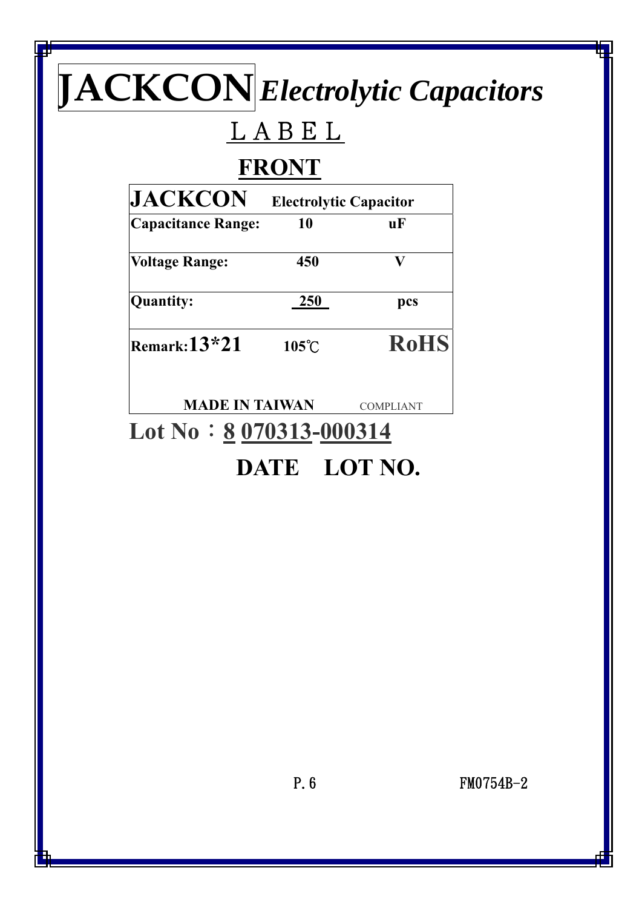# JACKCON *Electrolytic Capacitors*

## LABEL

### FRONT

| JACKCON | Electrolytic Capacitor | |
|---|---|---|
| **Capacitance Range:** | **10** | **uF** |
| **Voltage Range:** | **450** | **V** |
| **Quantity:** | **250** | **pcs** |
| **Remark:13*21** | **105℃** | **RoHS** |
| **MADE IN TAIWAN** | | COMPLIANT |

**Lot No：8 070313-000314**

**DATE　LOT NO.**

FM0754B-2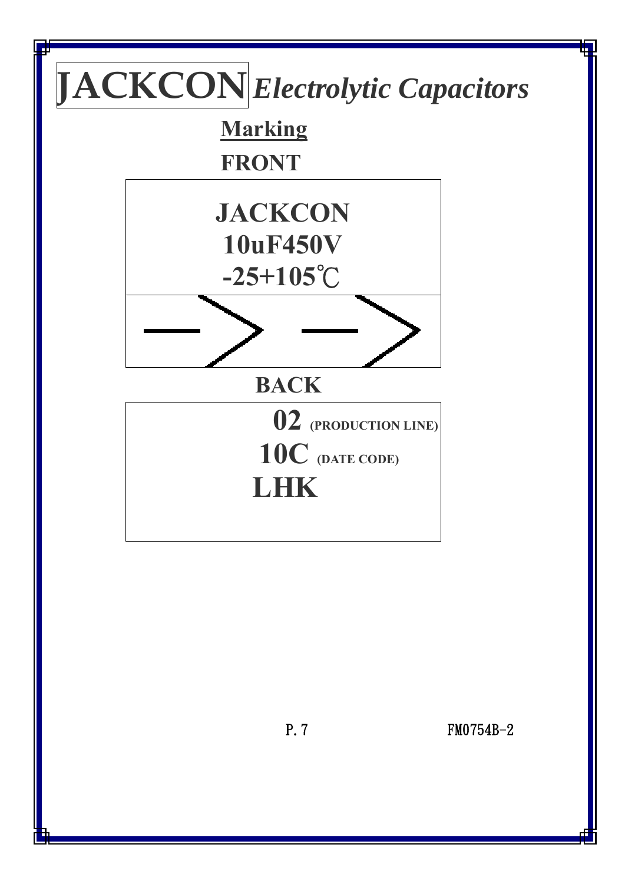# JACKCON *Electrolytic Capacitors*

## Marking

**FRONT**

**JACKCON**
**10uF450V**
**-25+105℃**

**BACK**

**02** **(PRODUCTION LINE)**
**10C** **(DATE CODE)**
**LHK**

FM0754B-2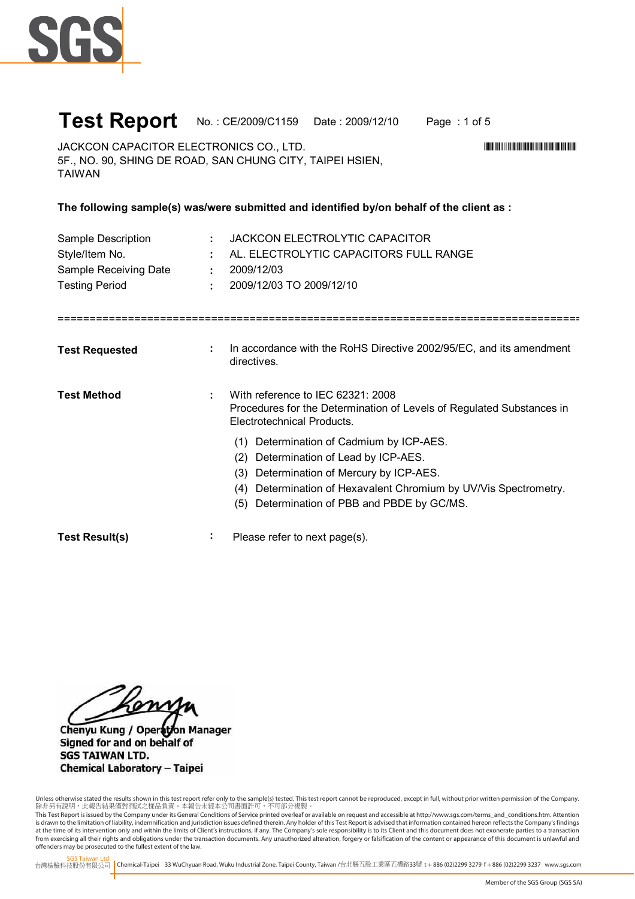SGS

# Test Report

No. : CE/2009/C1159 Date : 2009/12/10

JACKCON CAPACITOR ELECTRONICS CO., LTD.
5F., NO. 90, SHING DE ROAD, SAN CHUNG CITY, TAIPEI HSIEN,
TAIWAN

**The following sample(s) was/were submitted and identified by/on behalf of the client as :**

| | | |
|---|---|---|
| Sample Description | : | JACKCON ELECTROLYTIC CAPACITOR |
| Style/Item No. | : | AL. ELECTROLYTIC CAPACITORS FULL RANGE |
| Sample Receiving Date | : | 2009/12/03 |
| Testing Period | : | 2009/12/03 TO 2009/12/10 |

**Test Requested** : In accordance with the RoHS Directive 2002/95/EC, and its amendment directives.

**Test Method** : With reference to IEC 62321: 2008
Procedures for the Determination of Levels of Regulated Substances in Electrotechnical Products.

(1) Determination of Cadmium by ICP-AES.
(2) Determination of Lead by ICP-AES.
(3) Determination of Mercury by ICP-AES.
(4) Determination of Hexavalent Chromium by UV/Vis Spectrometry.
(5) Determination of PBB and PBDE by GC/MS.

**Test Result(s)** : Please refer to next page(s).

**Chenyu Kung / Operation Manager**
**Signed for and on behalf of**
**SGS TAIWAN LTD.**
**Chemical Laboratory – Taipei**

Unless otherwise stated the results shown in this test report refer only to the sample(s) tested. This test report cannot be reproduced, except in full, without prior written permission of the Company.
除非另有說明，此報告結果僅對測試之樣品負責。本報告未經本公司書面許可，不可部份複製。
This Test Report is issued by the Company under its General Conditions of Service printed overleaf or available on request and accessible at http://www.sgs.com/terms_and_conditions.htm. Attention is drawn to the limitation of liability, indemnification and jurisdiction issues defined therein. Any holder of this Test Report is advised that information contained hereon reflects the Company's findings at the time of its intervention only and within the limits of Client's instructions, if any. The Company's sole responsibility is to its Client and this document does not exonerate parties to a transaction from exercising all their rights and obligations under the transaction documents. Any unauthorized alteration, forgery or falsification of the content or appearance of this document is unlawful and offenders may be prosecuted to the fullest extent of the law.

SGS Taiwan Ltd. 台灣檢驗科技股份有限公司 | Chemical-Taipei 33 WuChyuan Road, Wuku Industrial Zone, Taipei County, Taiwan /台北縣五股工業區五權路33號 t + 886 (02)2299 3279 f + 886 (02)2299 3237 www.sgs.com

Member of the SGS Group (SGS SA)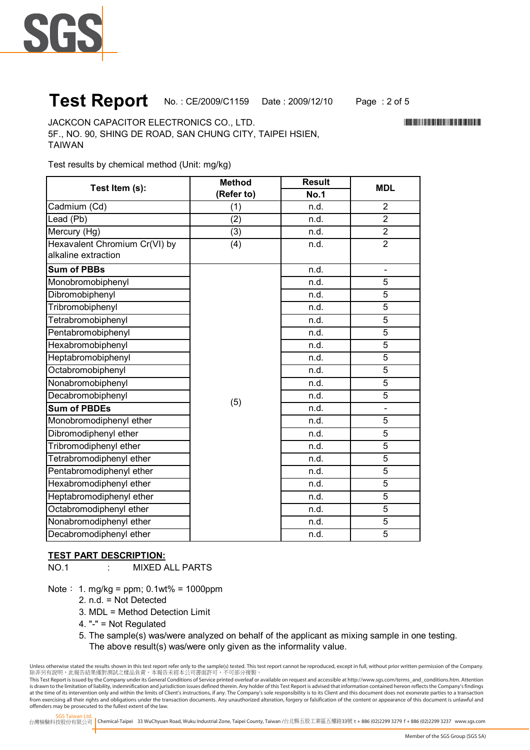# Test Report

No. : CE/2009/C1159 Date : 2009/12/10

JACKCON CAPACITOR ELECTRONICS CO., LTD.
5F., NO. 90, SHING DE ROAD, SAN CHUNG CITY, TAIPEI HSIEN,
TAIWAN

Test results by chemical method (Unit: mg/kg)

| Test Item (s): | Method (Refer to) | Result No.1 | MDL |
|---|---|---|---|
| Cadmium (Cd) | (1) | n.d. | 2 |
| Lead (Pb) | (2) | n.d. | 2 |
| Mercury (Hg) | (3) | n.d. | 2 |
| Hexavalent Chromium Cr(VI) by alkaline extraction | (4) | n.d. | 2 |
| **Sum of PBBs** | (5) | n.d. | - |
| Monobromobiphenyl | | n.d. | 5 |
| Dibromobiphenyl | | n.d. | 5 |
| Tribromobiphenyl | | n.d. | 5 |
| Tetrabromobiphenyl | | n.d. | 5 |
| Pentabromobiphenyl | | n.d. | 5 |
| Hexabromobiphenyl | | n.d. | 5 |
| Heptabromobiphenyl | | n.d. | 5 |
| Octabromobiphenyl | | n.d. | 5 |
| Nonabromobiphenyl | | n.d. | 5 |
| Decabromobiphenyl | | n.d. | 5 |
| **Sum of PBDEs** | | n.d. | - |
| Monobromodiphenyl ether | | n.d. | 5 |
| Dibromodiphenyl ether | | n.d. | 5 |
| Tribromodiphenyl ether | | n.d. | 5 |
| Tetrabromodiphenyl ether | | n.d. | 5 |
| Pentabromodiphenyl ether | | n.d. | 5 |
| Hexabromodiphenyl ether | | n.d. | 5 |
| Heptabromodiphenyl ether | | n.d. | 5 |
| Octabromodiphenyl ether | | n.d. | 5 |
| Nonabromodiphenyl ether | | n.d. | 5 |
| Decabromodiphenyl ether | | n.d. | 5 |

**TEST PART DESCRIPTION:**

NO.1 : MIXED ALL PARTS

Note：
1. mg/kg = ppm; 0.1wt% = 1000ppm
2. n.d. = Not Detected
3. MDL = Method Detection Limit
4. "-" = Not Regulated
5. The sample(s) was/were analyzed on behalf of the applicant as mixing sample in one testing. The above result(s) was/were only given as the informality value.

Unless otherwise stated the results shown in this test report refer only to the sample(s) tested. This test report cannot be reproduced, except in full, without prior written permission of the Company.
除非另有說明，此報告結果僅對測試之樣品負責。本報告未經本公司書面許可，不可部分複製。

This Test Report is issued by the Company under its General Conditions of Service printed overleaf or available on request and accessible at http://www.sgs.com/terms_and_conditions.htm. Attention is drawn to the limitation of liability, indemnification and jurisdiction issues defined therein. Any holder of this Test Report is advised that information contained hereon reflects the Company's findings at the time of its intervention only and within the limits of Client's instructions, if any. The Company's sole responsibility is to its Client and this document does not exonerate parties to a transaction from exercising all their rights and obligations under the transaction documents. Any unauthorized alteration, forgery or falsification of the content or appearance of this document is unlawful and offenders may be prosecuted to the fullest extent of the law.

SGS Taiwan Ltd. 台灣檢驗科技股份有限公司 | Chemical-Taipei 33 WuChyuan Road, Wuku Industrial Zone, Taipei County, Taiwan /台北縣五股工業區五權路33號 t + 886 (02)2299 3279 f + 886 (02)2299 3237 www.sgs.com

Member of the SGS Group (SGS SA)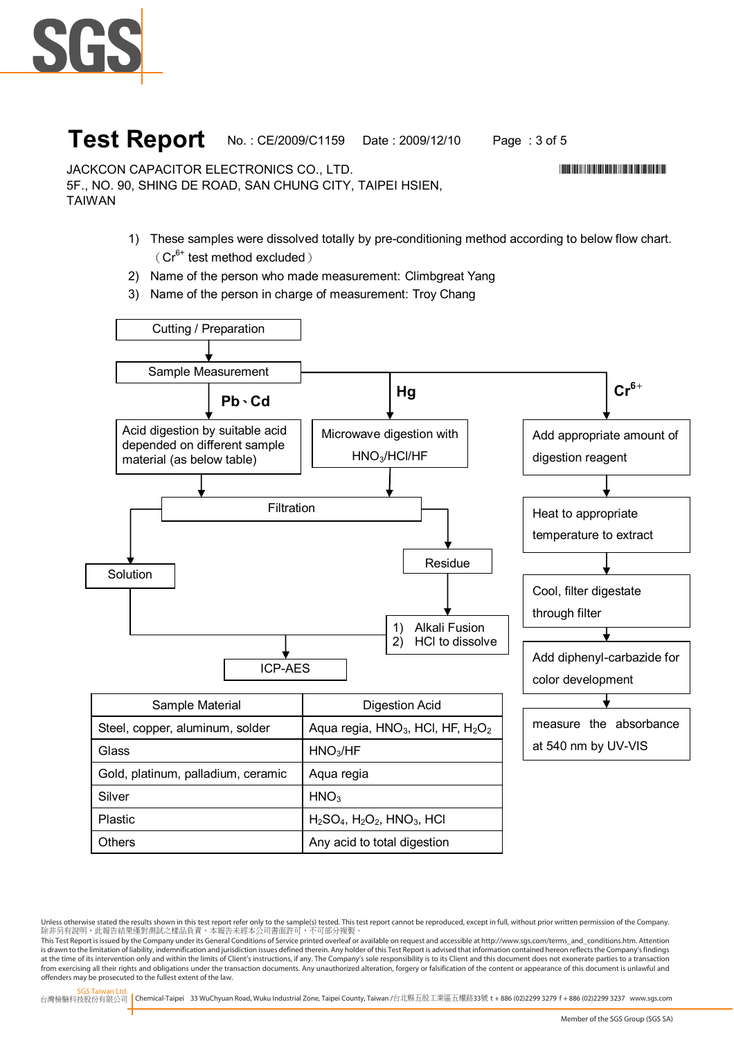# Test Report

No. : CE/2009/C1159　Date : 2009/12/10

JACKCON CAPACITOR ELECTRONICS CO., LTD.
5F., NO. 90, SHING DE ROAD, SAN CHUNG CITY, TAIPEI HSIEN,
TAIWAN

1) These samples were dissolved totally by pre-conditioning method according to below flow chart. （$Cr^{6+}$ test method excluded）
2) Name of the person who made measurement: Climbgreat Yang
3) Name of the person in charge of measurement: Troy Chang

Cutting / Preparation → Sample Measurement

- **Pb、Cd**: Acid digestion by suitable acid depended on different sample material (as below table) → Filtration
- **Hg**: Microwave digestion with $HNO_3$/HCl/HF → Filtration
  - Filtration → Solution → ICP-AES
  - Filtration → Residue → 1) Alkali Fusion 2) HCl to dissolve → ICP-AES
- **$Cr^{6+}$**: Add appropriate amount of digestion reagent → Heat to appropriate temperature to extract → Cool, filter digestate through filter → Add diphenyl-carbazide for color development → measure the absorbance at 540 nm by UV-VIS

| Sample Material | Digestion Acid |
|---|---|
| Steel, copper, aluminum, solder | Aqua regia, $HNO_3$, HCl, HF, $H_2O_2$ |
| Glass | $HNO_3$/HF |
| Gold, platinum, palladium, ceramic | Aqua regia |
| Silver | $HNO_3$ |
| Plastic | $H_2SO_4$, $H_2O_2$, $HNO_3$, HCl |
| Others | Any acid to total digestion |

Unless otherwise stated the results shown in this test report refer only to the sample(s) tested. This test report cannot be reproduced, except in full, without prior written permission of the Company. 除非另有說明，此報告結果僅對測試之樣品負責。本報告未經本公司書面許可，不可部分複製。
This Test Report is issued by the Company under its General Conditions of Service printed overleaf or available on request and accessible at http://www.sgs.com/terms_and_conditions.htm. Attention is drawn to the limitation of liability, indemnification and jurisdiction issues defined therein. Any holder of this Test Report is advised that information contained hereon reflects the Company's findings at the time of its intervention only and within the limits of Client's instructions, if any. The Company's sole responsibility is to its Client and this document does not exonerate parties to a transaction from exercising all their rights and obligations under the transaction documents. Any unauthorized alteration, forgery or falsification of the content or appearance of this document is unlawful and offenders may be prosecuted to the fullest extent of the law.

SGS Taiwan Ltd. 台灣檢驗科技股份有限公司 | Chemical-Taipei 33 WuChyuan Road, Wuku Industrial Zone, Taipei County, Taiwan /台北縣五股工業區五權路33號 t + 886 (02)2299 3279 f + 886 (02)2299 3237 www.sgs.com

Member of the SGS Group (SGS SA)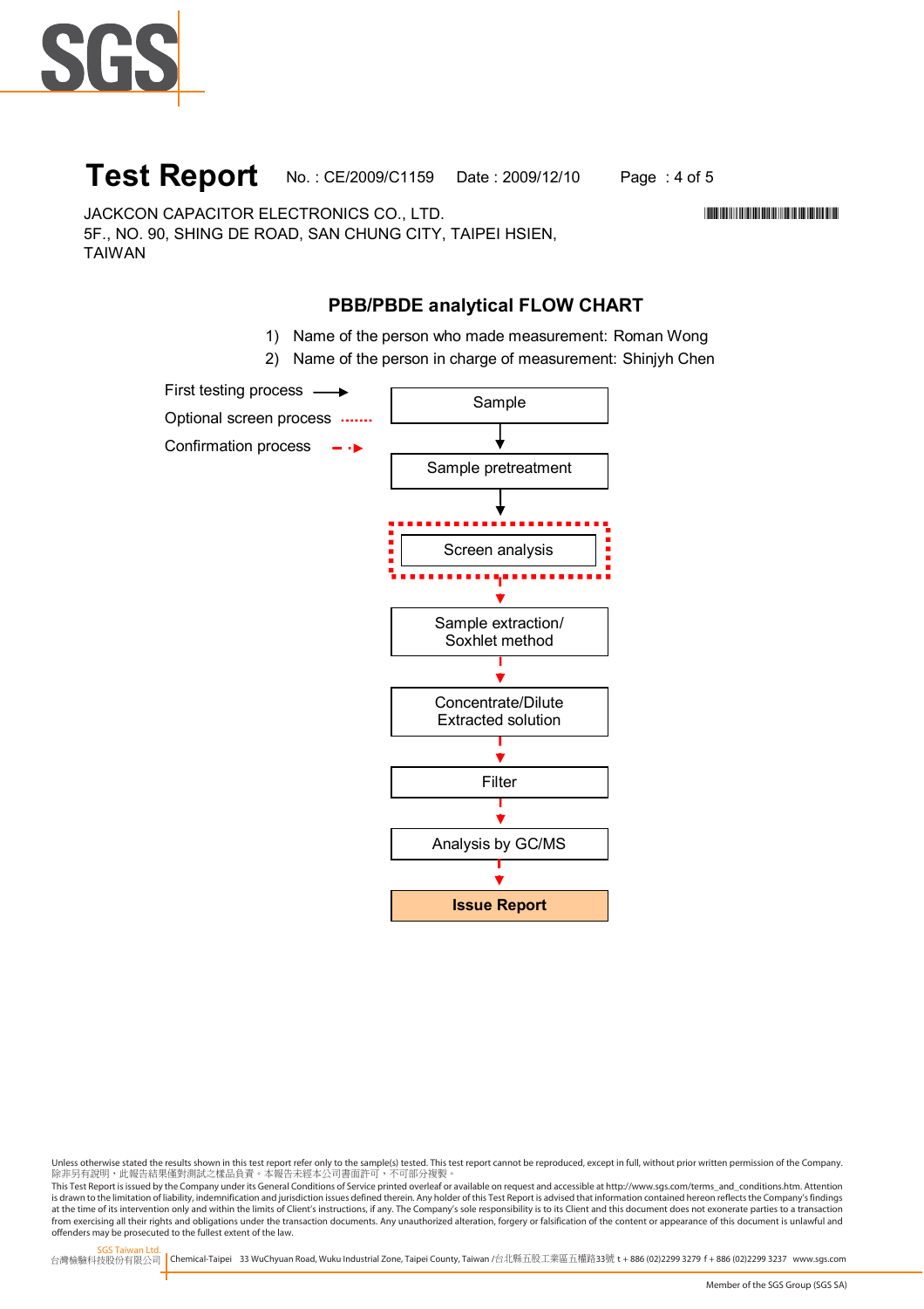# Test Report

No. : CE/2009/C1159 Date : 2009/12/10

JACKCON CAPACITOR ELECTRONICS CO., LTD.
5F., NO. 90, SHING DE ROAD, SAN CHUNG CITY, TAIPEI HSIEN,
TAIWAN

## PBB/PBDE analytical FLOW CHART

1) Name of the person who made measurement: Roman Wong
2) Name of the person in charge of measurement: Shinjyh Chen

First testing process →
Optional screen process ·······
Confirmation process - - ▸

Sample
↓
Sample pretreatment
↓
Screen analysis
↓
Sample extraction/ Soxhlet method
↓
Concentrate/Dilute Extracted solution
↓
Filter
↓
Analysis by GC/MS
↓
**Issue Report**

Unless otherwise stated the results shown in this test report refer only to the sample(s) tested. This test report cannot be reproduced, except in full, without prior written permission of the Company.
除非另有說明，此報告結果僅對測試之樣品負責。本報告未經本公司書面許可，不可部份複製。
This Test Report is issued by the Company under its General Conditions of Service printed overleaf or available on request and accessible at http://www.sgs.com/terms_and_conditions.htm. Attention is drawn to the limitation of liability, indemnification and jurisdiction issues defined therein. Any holder of this Test Report is advised that information contained hereon reflects the Company's findings at the time of its intervention only and within the limits of Client's instructions, if any. The Company's sole responsibility is to its Client and this document does not exonerate parties to a transaction from exercising all their rights and obligations under the transaction documents. Any unauthorized alteration, forgery or falsification of the content or appearance of this document is unlawful and offenders may be prosecuted to the fullest extent of the law.

SGS Taiwan Ltd.
台灣檢驗科技股份有限公司 | Chemical-Taipei 33 WuChyuan Road, Wuku Industrial Zone, Taipei County, Taiwan /台北縣五股工業區五權路33號 t + 886 (02)2299 3279 f + 886 (02)2299 3237 www.sgs.com

Member of the SGS Group (SGS SA)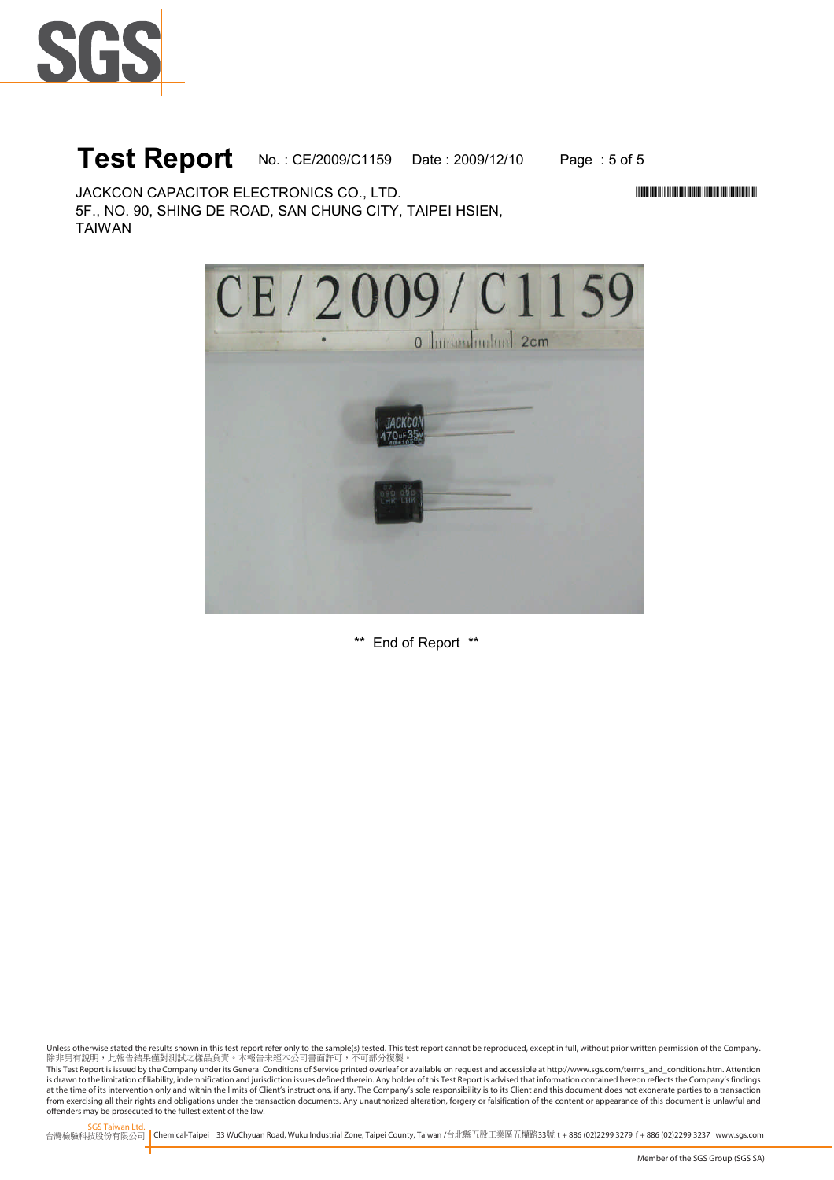# Test Report

No. : CE/2009/C1159 Date : 2009/12/10

JACKCON CAPACITOR ELECTRONICS CO., LTD.
5F., NO. 90, SHING DE ROAD, SAN CHUNG CITY, TAIPEI HSIEN, TAIWAN

** End of Report **

Unless otherwise stated the results shown in this test report refer only to the sample(s) tested. This test report cannot be reproduced, except in full, without prior written permission of the Company.
除非另有說明，此報告結果僅對測試之樣品負責。本報告未經本公司書面許可，不可部分複製。
This Test Report is issued by the Company under its General Conditions of Service printed overleaf or available on request and accessible at http://www.sgs.com/terms_and_conditions.htm. Attention is drawn to the limitation of liability, indemnification and jurisdiction issues defined therein. Any holder of this Test Report is advised that information contained hereon reflects the Company's findings at the time of its intervention only and within the limits of Client's instructions, if any. The Company's sole responsibility is to its Client and this document does not exonerate parties to a transaction from exercising all their rights and obligations under the transaction documents. Any unauthorized alteration, forgery or falsification of the content or appearance of this document is unlawful and offenders may be prosecuted to the fullest extent of the law.

SGS Taiwan Ltd.
台灣檢驗科技股份有限公司 | Chemical-Taipei 33 WuChyuan Road, Wuku Industrial Zone, Taipei County, Taiwan /台北縣五股工業區五權路33號 t + 886 (02)2299 3279 f + 886 (02)2299 3237 www.sgs.com

Member of the SGS Group (SGS SA)